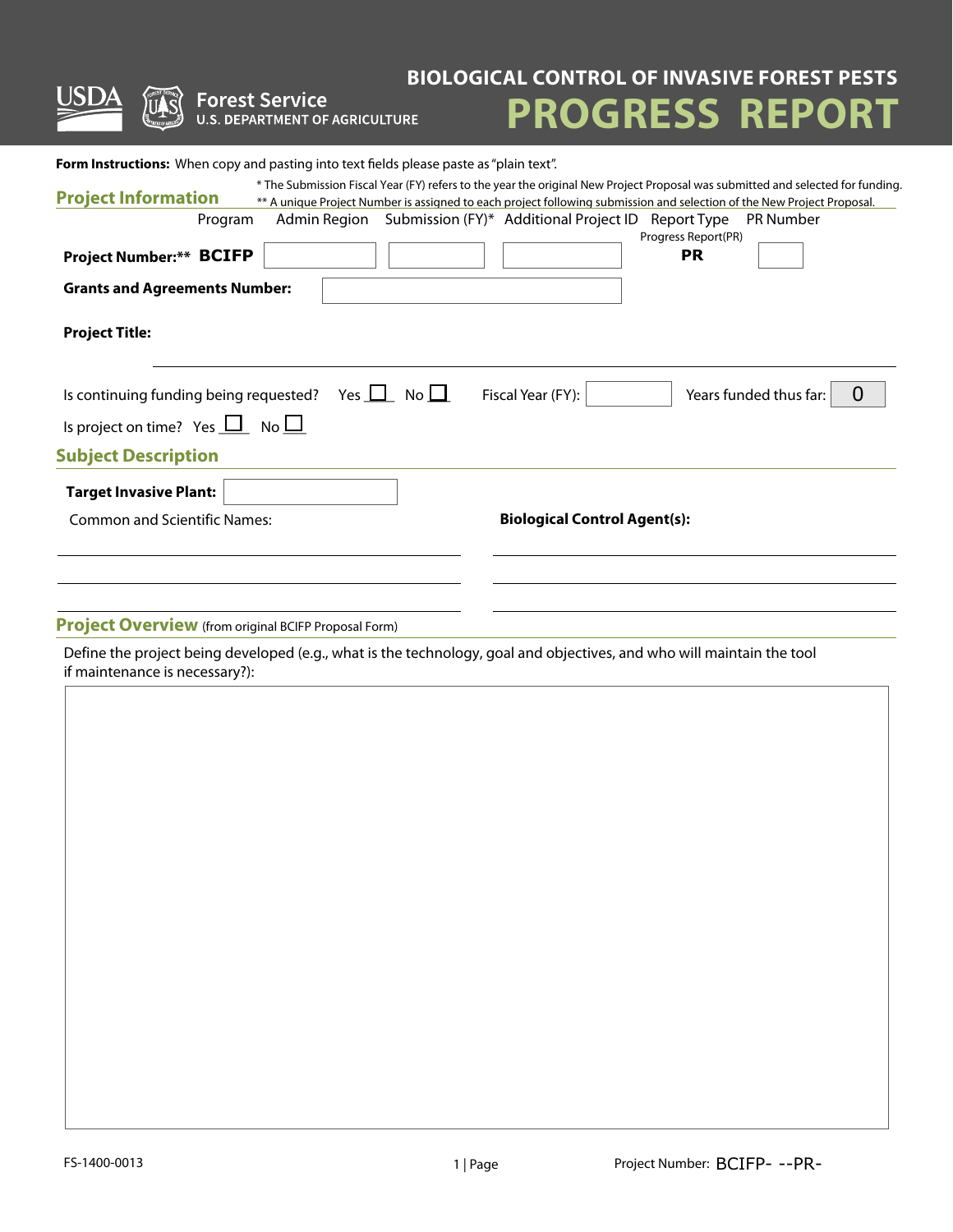USDA Forest Service
U.S. DEPARTMENT OF AGRICULTURE

# BIOLOGICAL CONTROL OF INVASIVE FOREST PESTS
# PROGRESS REPORT

**Form Instructions:** When copy and pasting into text fields please paste as "plain text".

## Project Information

\* The Submission Fiscal Year (FY) refers to the year the original New Project Proposal was submitted and selected for funding.
\*\* A unique Project Number is assigned to each project following submission and selection of the New Project Proposal.

| | Program | Admin Region | Submission (FY)* | Additional Project ID | Report Type | PR Number |
|---|---|---|---|---|---|---|
| **Project Number:\*\*** | **BCIFP** | | | | Progress Report(PR) **PR** | |

**Grants and Agreements Number:**

**Project Title:**

Is continuing funding being requested? Yes ☐ No ☐ Fiscal Year (FY): Years funded thus far: 0

Is project on time? Yes ☐ No ☐

## Subject Description

**Target Invasive Plant:**

Common and Scientific Names:

**Biological Control Agent(s):**

## Project Overview (from original BCIFP Proposal Form)

Define the project being developed (e.g., what is the technology, goal and objectives, and who will maintain the tool if maintenance is necessary?):

FS-1400-0013

Project Number: BCIFP- --PR-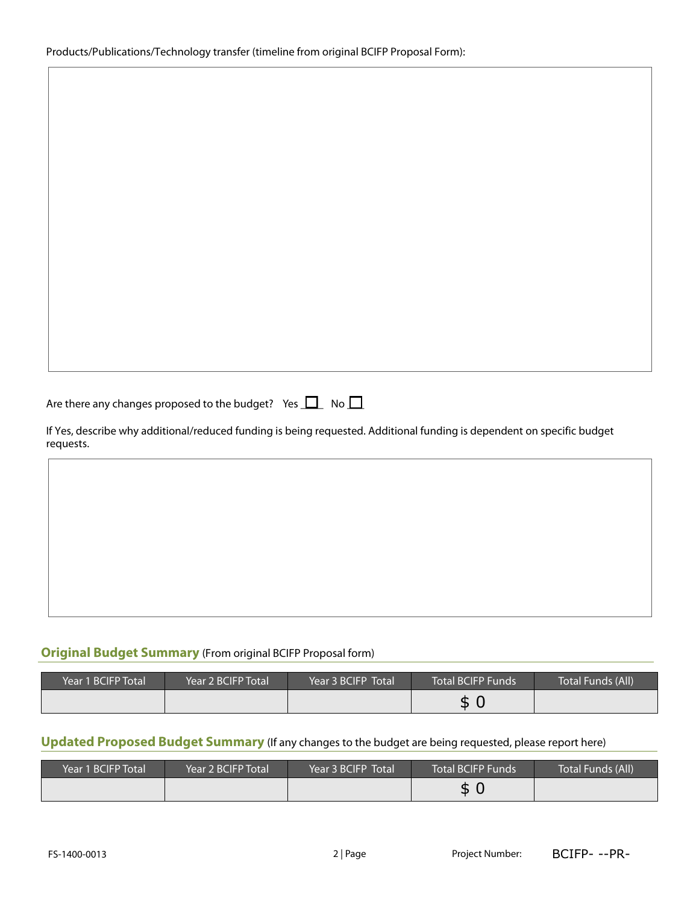Products/Publications/Technology transfer (timeline from original BCIFP Proposal Form):

Are there any changes proposed to the budget? Yes ☐ No ☐

If Yes, describe why additional/reduced funding is being requested. Additional funding is dependent on specific budget requests.

## Original Budget Summary (From original BCIFP Proposal form)

| Year 1 BCIFP Total | Year 2 BCIFP Total | Year 3 BCIFP Total | Total BCIFP Funds | Total Funds (All) |
| --- | --- | --- | --- | --- |
| | | | $ 0 | |

## Updated Proposed Budget Summary (If any changes to the budget are being requested, please report here)

| Year 1 BCIFP Total | Year 2 BCIFP Total | Year 3 BCIFP Total | Total BCIFP Funds | Total Funds (All) |
| --- | --- | --- | --- | --- |
| | | | $ 0 | |

FS-1400-0013 Project Number: BCIFP- --PR-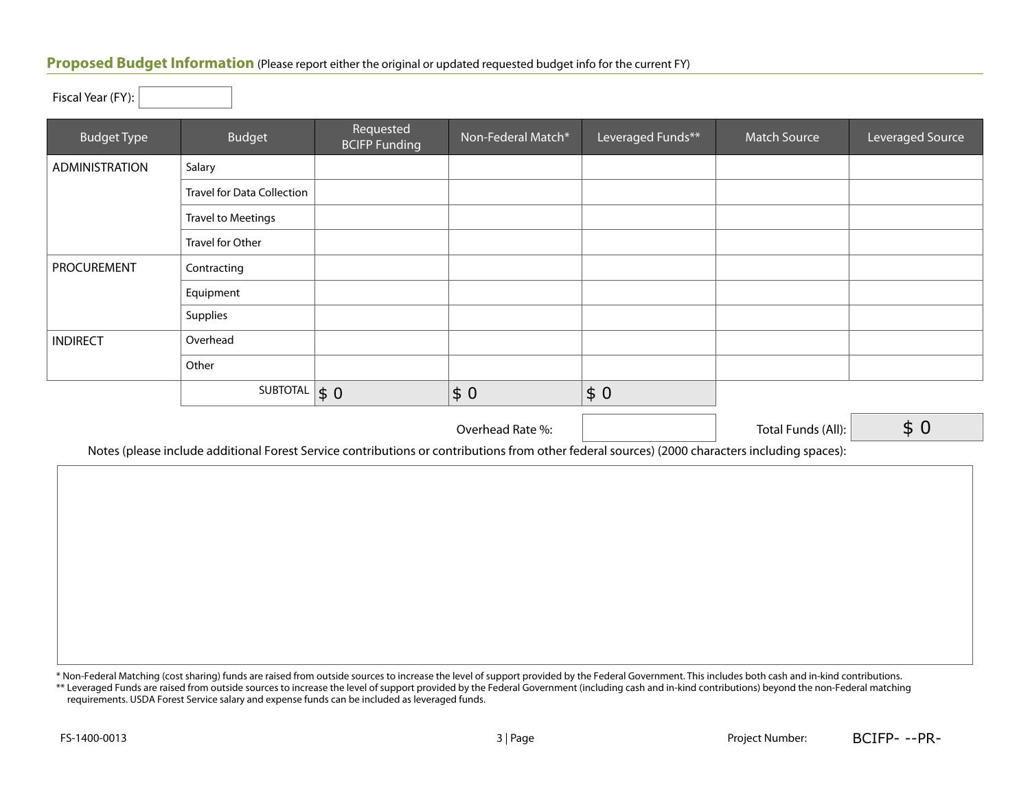## Proposed Budget Information (Please report either the original or updated requested budget info for the current FY)

Fiscal Year (FY):

| Budget Type | Budget | Requested BCIFP Funding | Non-Federal Match* | Leveraged Funds** | Match Source | Leveraged Source |
|---|---|---|---|---|---|---|
| ADMINISTRATION | Salary | | | | | |
| | Travel for Data Collection | | | | | |
| | Travel to Meetings | | | | | |
| | Travel for Other | | | | | |
| PROCUREMENT | Contracting | | | | | |
| | Equipment | | | | | |
| | Supplies | | | | | |
| INDIRECT | Overhead | | | | | |
| | Other | | | | | |
| | SUBTOTAL | $ 0 | $ 0 | $ 0 | | |

Overhead Rate %:

Total Funds (All): $ 0

Notes (please include additional Forest Service contributions or contributions from other federal sources) (2000 characters including spaces):

\* Non-Federal Matching (cost sharing) funds are raised from outside sources to increase the level of support provided by the Federal Government. This includes both cash and in-kind contributions.

\*\* Leveraged Funds are raised from outside sources to increase the level of support provided by the Federal Government (including cash and in-kind contributions) beyond the non-Federal matching requirements. USDA Forest Service salary and expense funds can be included as leveraged funds.

FS-1400-0013

Project Number: BCIFP- --PR-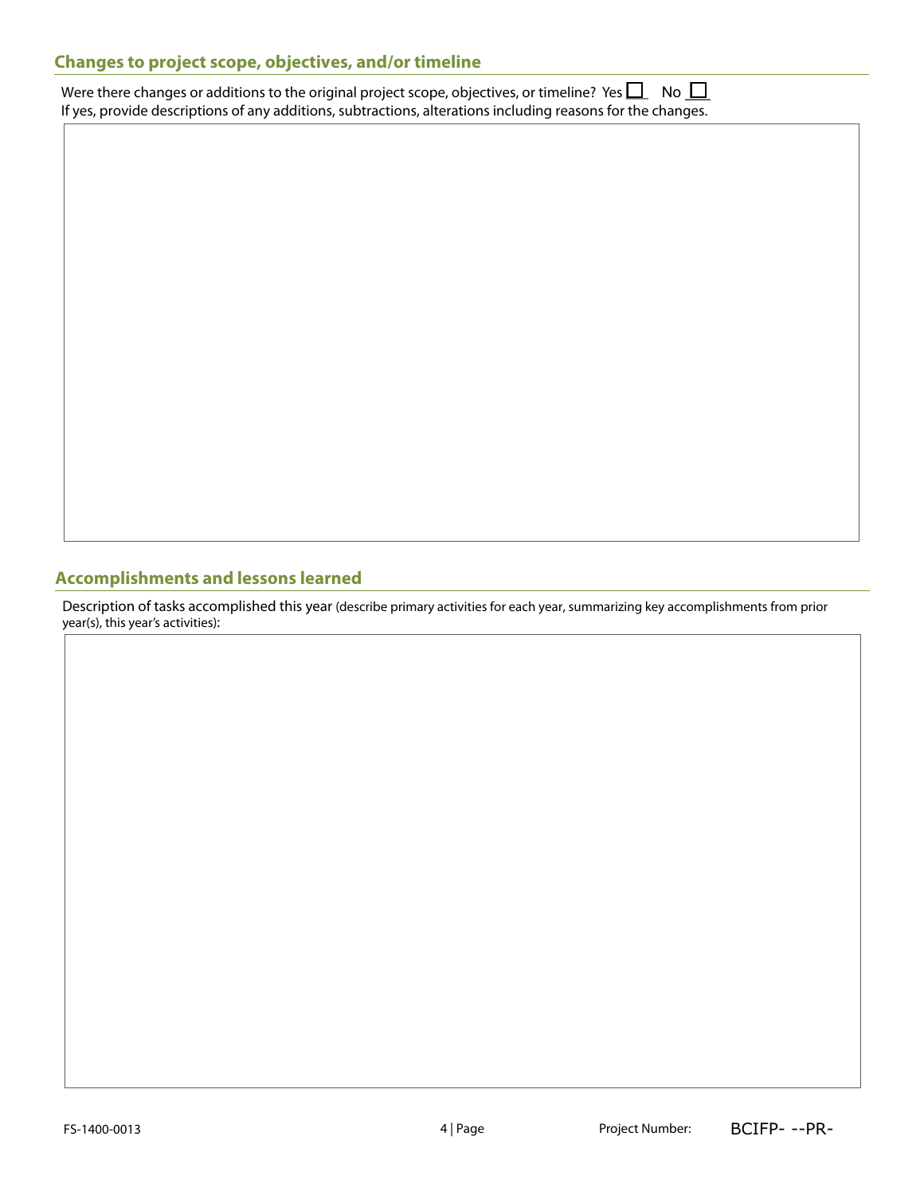## Changes to project scope, objectives, and/or timeline

Were there changes or additions to the original project scope, objectives, or timeline? Yes ☐ No ☐

If yes, provide descriptions of any additions, subtractions, alterations including reasons for the changes.

## Accomplishments and lessons learned

Description of tasks accomplished this year (describe primary activities for each year, summarizing key accomplishments from prior year(s), this year's activities):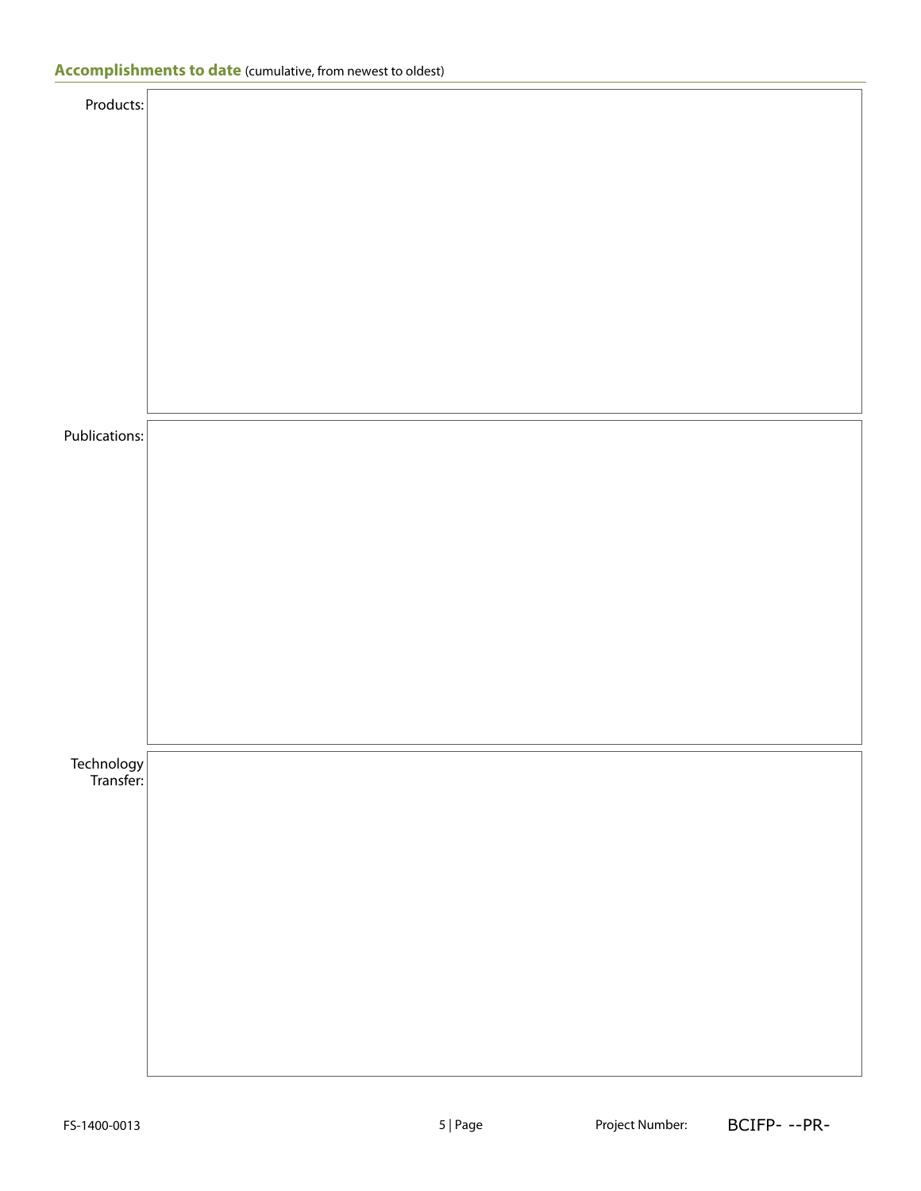## **Accomplishments to date** (cumulative, from newest to oldest)

Products:

Publications:

Technology Transfer:

FS-1400-0013

Project Number: BCIFP- --PR-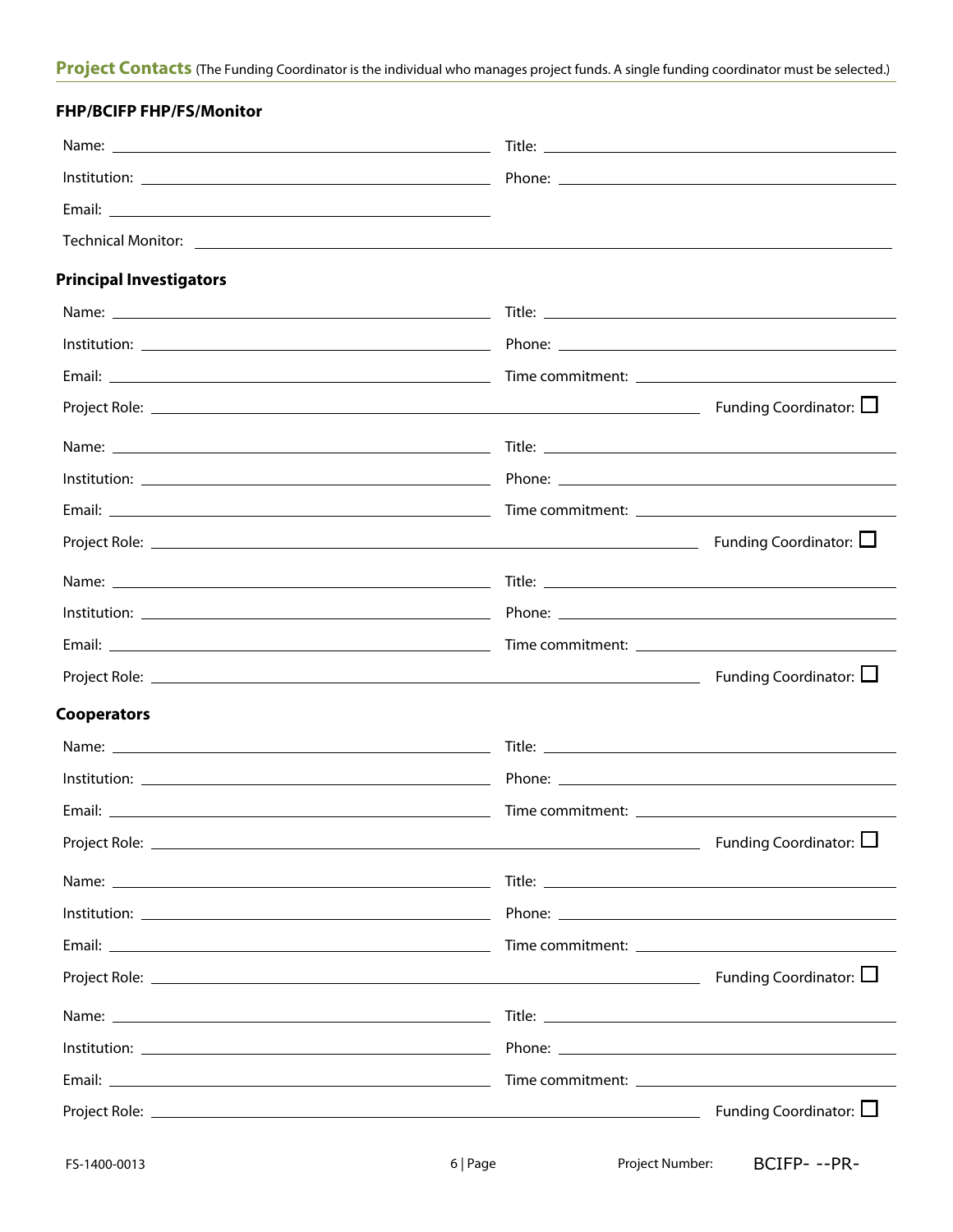## Project Contacts (The Funding Coordinator is the individual who manages project funds. A single funding coordinator must be selected.)

### FHP/BCIFP FHP/FS/Monitor

Name: ______________________ Title: ______________________

Institution: ______________________ Phone: ______________________

Email: ______________________

Technical Monitor: ______________________

### Principal Investigators

Name: ______________________ Title: ______________________

Institution: ______________________ Phone: ______________________

Email: ______________________ Time commitment: ______________________

Project Role: ______________________ Funding Coordinator: ☐

Name: ______________________ Title: ______________________

Institution: ______________________ Phone: ______________________

Email: ______________________ Time commitment: ______________________

Project Role: ______________________ Funding Coordinator: ☐

Name: ______________________ Title: ______________________

Institution: ______________________ Phone: ______________________

Email: ______________________ Time commitment: ______________________

Project Role: ______________________ Funding Coordinator: ☐

### Cooperators

Name: ______________________ Title: ______________________

Institution: ______________________ Phone: ______________________

Email: ______________________ Time commitment: ______________________

Project Role: ______________________ Funding Coordinator: ☐

Name: ______________________ Title: ______________________

Institution: ______________________ Phone: ______________________

Email: ______________________ Time commitment: ______________________

Project Role: ______________________ Funding Coordinator: ☐

Name: ______________________ Title: ______________________

Institution: ______________________ Phone: ______________________

Email: ______________________ Time commitment: ______________________

Project Role: ______________________ Funding Coordinator: ☐

FS-1400-0013 Project Number: BCIFP- --PR-